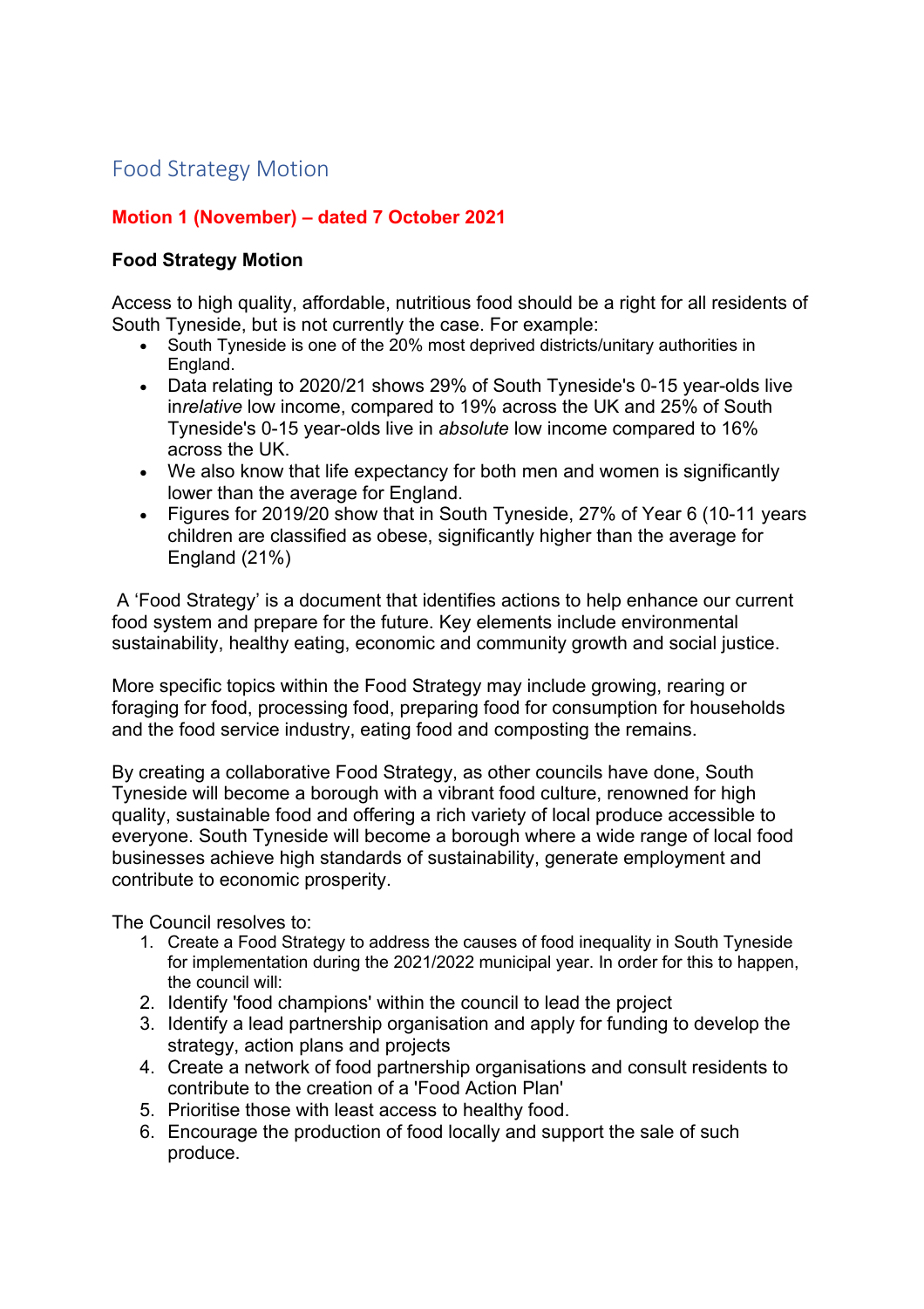# Food Strategy Motion

**Motion 1 (November) – dated 7 October 2021**

**Food Strategy Motion**

Access to high quality, affordable, nutritious food should be a right for all residents of South Tyneside, but is not currently the case. For example:

- South Tyneside is one of the 20% most deprived districts/unitary authorities in England.
- Data relating to 2020/21 shows 29% of South Tyneside's 0-15 year-olds live in*relative* low income, compared to 19% across the UK and 25% of South Tyneside's 0-15 year-olds live in *absolute* low income compared to 16% across the UK.
- We also know that life expectancy for both men and women is significantly lower than the average for England.
- Figures for 2019/20 show that in South Tyneside, 27% of Year 6 (10-11 years children are classified as obese, significantly higher than the average for England (21%)

A 'Food Strategy' is a document that identifies actions to help enhance our current food system and prepare for the future. Key elements include environmental sustainability, healthy eating, economic and community growth and social justice.

More specific topics within the Food Strategy may include growing, rearing or foraging for food, processing food, preparing food for consumption for households and the food service industry, eating food and composting the remains.

By creating a collaborative Food Strategy, as other councils have done, South Tyneside will become a borough with a vibrant food culture, renowned for high quality, sustainable food and offering a rich variety of local produce accessible to everyone. South Tyneside will become a borough where a wide range of local food businesses achieve high standards of sustainability, generate employment and contribute to economic prosperity.

The Council resolves to:

1. Create a Food Strategy to address the causes of food inequality in South Tyneside for implementation during the 2021/2022 municipal year. In order for this to happen, the council will:
2. Identify 'food champions' within the council to lead the project
3. Identify a lead partnership organisation and apply for funding to develop the strategy, action plans and projects
4. Create a network of food partnership organisations and consult residents to contribute to the creation of a 'Food Action Plan'
5. Prioritise those with least access to healthy food.
6. Encourage the production of food locally and support the sale of such produce.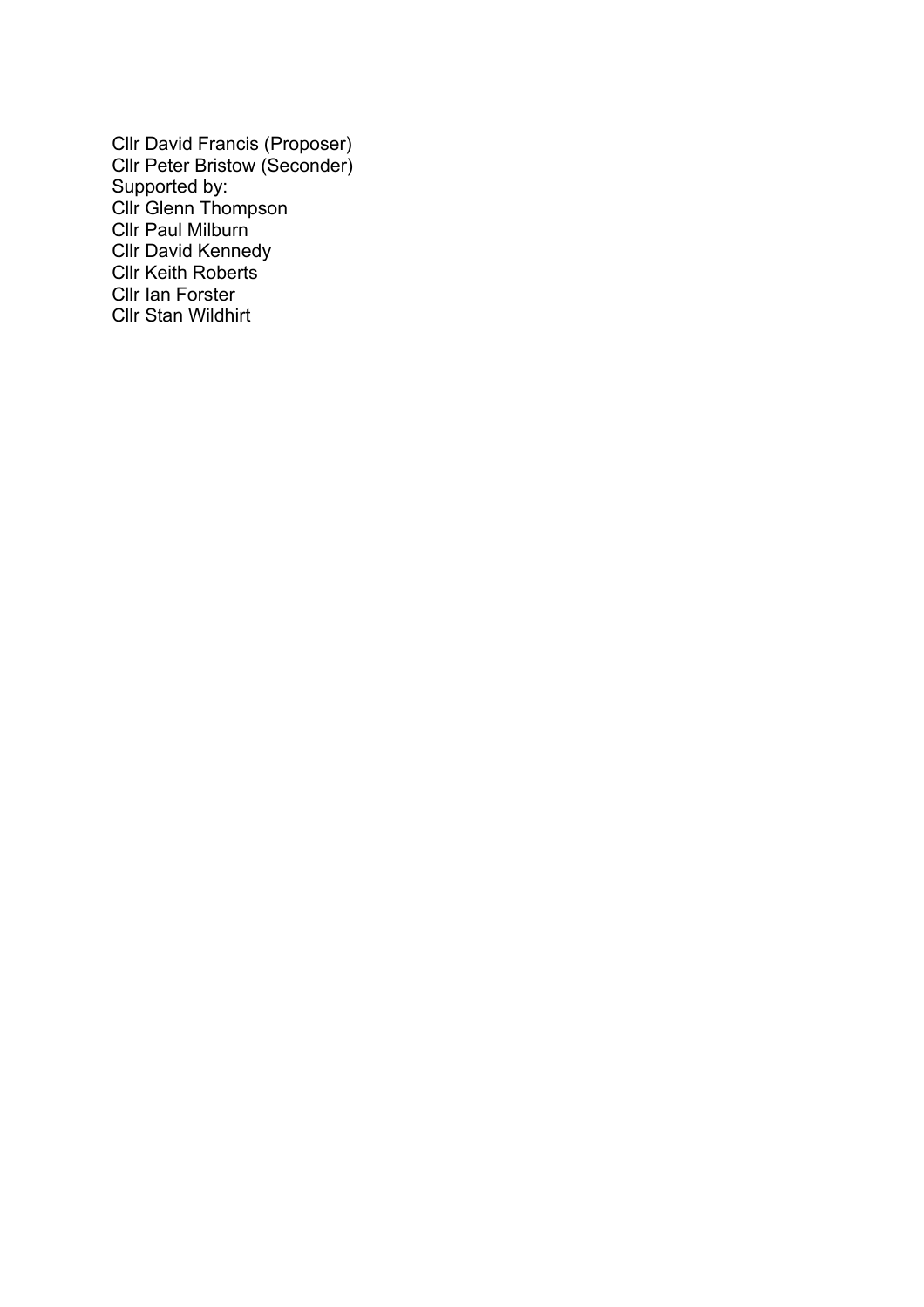Cllr David Francis (Proposer)
Cllr Peter Bristow (Seconder)
Supported by:
Cllr Glenn Thompson
Cllr Paul Milburn
Cllr David Kennedy
Cllr Keith Roberts
Cllr Ian Forster
Cllr Stan Wildhirt